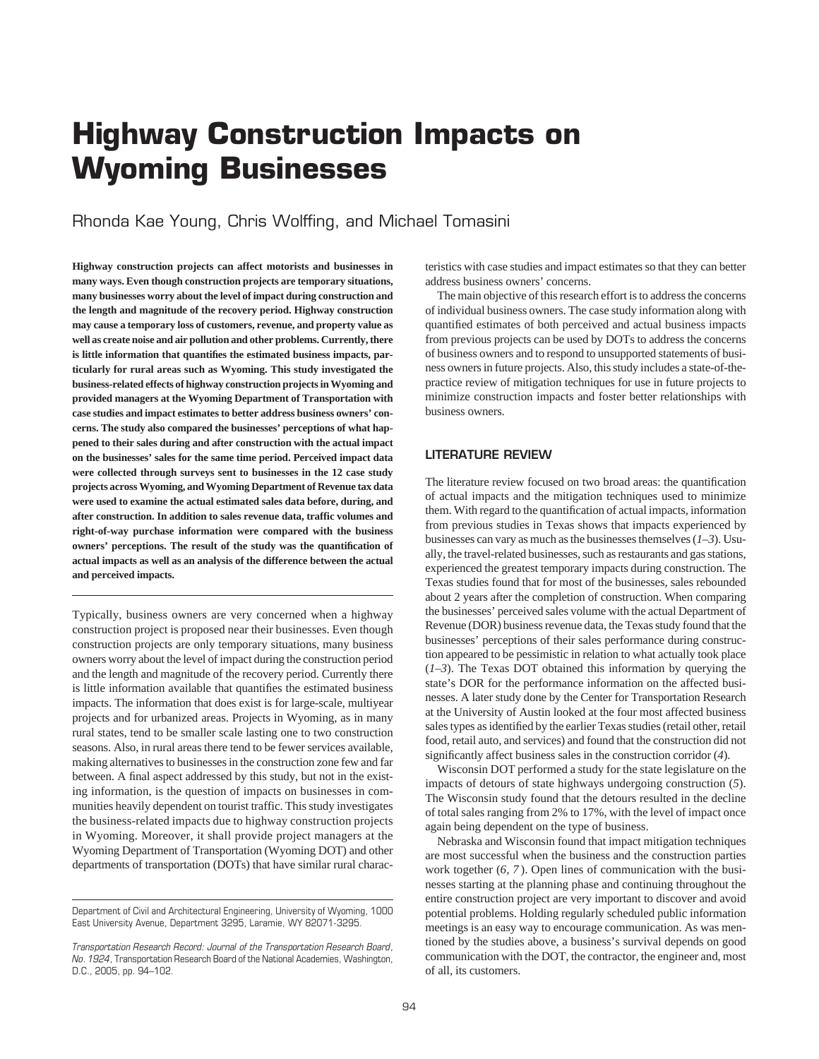# Highway Construction Impacts on Wyoming Businesses

Rhonda Kae Young, Chris Wolffing, and Michael Tomasini

**Highway construction projects can affect motorists and businesses in many ways. Even though construction projects are temporary situations, many businesses worry about the level of impact during construction and the length and magnitude of the recovery period. Highway construction may cause a temporary loss of customers, revenue, and property value as well as create noise and air pollution and other problems. Currently, there is little information that quantifies the estimated business impacts, particularly for rural areas such as Wyoming. This study investigated the business-related effects of highway construction projects in Wyoming and provided managers at the Wyoming Department of Transportation with case studies and impact estimates to better address business owners' concerns. The study also compared the businesses' perceptions of what happened to their sales during and after construction with the actual impact on the businesses' sales for the same time period. Perceived impact data were collected through surveys sent to businesses in the 12 case study projects across Wyoming, and Wyoming Department of Revenue tax data were used to examine the actual estimated sales data before, during, and after construction. In addition to sales revenue data, traffic volumes and right-of-way purchase information were compared with the business owners' perceptions. The result of the study was the quantification of actual impacts as well as an analysis of the difference between the actual and perceived impacts.**

Typically, business owners are very concerned when a highway construction project is proposed near their businesses. Even though construction projects are only temporary situations, many business owners worry about the level of impact during the construction period and the length and magnitude of the recovery period. Currently there is little information available that quantifies the estimated business impacts. The information that does exist is for large-scale, multiyear projects and for urbanized areas. Projects in Wyoming, as in many rural states, tend to be smaller scale lasting one to two construction seasons. Also, in rural areas there tend to be fewer services available, making alternatives to businesses in the construction zone few and far between. A final aspect addressed by this study, but not in the existing information, is the question of impacts on businesses in communities heavily dependent on tourist traffic. This study investigates the business-related impacts due to highway construction projects in Wyoming. Moreover, it shall provide project managers at the Wyoming Department of Transportation (Wyoming DOT) and other departments of transportation (DOTs) that have similar rural characteristics with case studies and impact estimates so that they can better address business owners' concerns.

The main objective of this research effort is to address the concerns of individual business owners. The case study information along with quantified estimates of both perceived and actual business impacts from previous projects can be used by DOTs to address the concerns of business owners and to respond to unsupported statements of business owners in future projects. Also, this study includes a state-of-the-practice review of mitigation techniques for use in future projects to minimize construction impacts and foster better relationships with business owners.

Department of Civil and Architectural Engineering, University of Wyoming, 1000 East University Avenue, Department 3295, Laramie, WY 82071-3295.

*Transportation Research Record: Journal of the Transportation Research Board, No. 1924*, Transportation Research Board of the National Academies, Washington, D.C., 2005, pp. 94–102.

## LITERATURE REVIEW

The literature review focused on two broad areas: the quantification of actual impacts and the mitigation techniques used to minimize them. With regard to the quantification of actual impacts, information from previous studies in Texas shows that impacts experienced by businesses can vary as much as the businesses themselves (*1–3*). Usually, the travel-related businesses, such as restaurants and gas stations, experienced the greatest temporary impacts during construction. The Texas studies found that for most of the businesses, sales rebounded about 2 years after the completion of construction. When comparing the businesses' perceived sales volume with the actual Department of Revenue (DOR) business revenue data, the Texas study found that the businesses' perceptions of their sales performance during construction appeared to be pessimistic in relation to what actually took place (*1–3*). The Texas DOT obtained this information by querying the state's DOR for the performance information on the affected businesses. A later study done by the Center for Transportation Research at the University of Austin looked at the four most affected business sales types as identified by the earlier Texas studies (retail other, retail food, retail auto, and services) and found that the construction did not significantly affect business sales in the construction corridor (*4*).

Wisconsin DOT performed a study for the state legislature on the impacts of detours of state highways undergoing construction (*5*). The Wisconsin study found that the detours resulted in the decline of total sales ranging from 2% to 17%, with the level of impact once again being dependent on the type of business.

Nebraska and Wisconsin found that impact mitigation techniques are most successful when the business and the construction parties work together (*6, 7*). Open lines of communication with the businesses starting at the planning phase and continuing throughout the entire construction project are very important to discover and avoid potential problems. Holding regularly scheduled public information meetings is an easy way to encourage communication. As was mentioned by the studies above, a business's survival depends on good communication with the DOT, the contractor, the engineer and, most of all, its customers.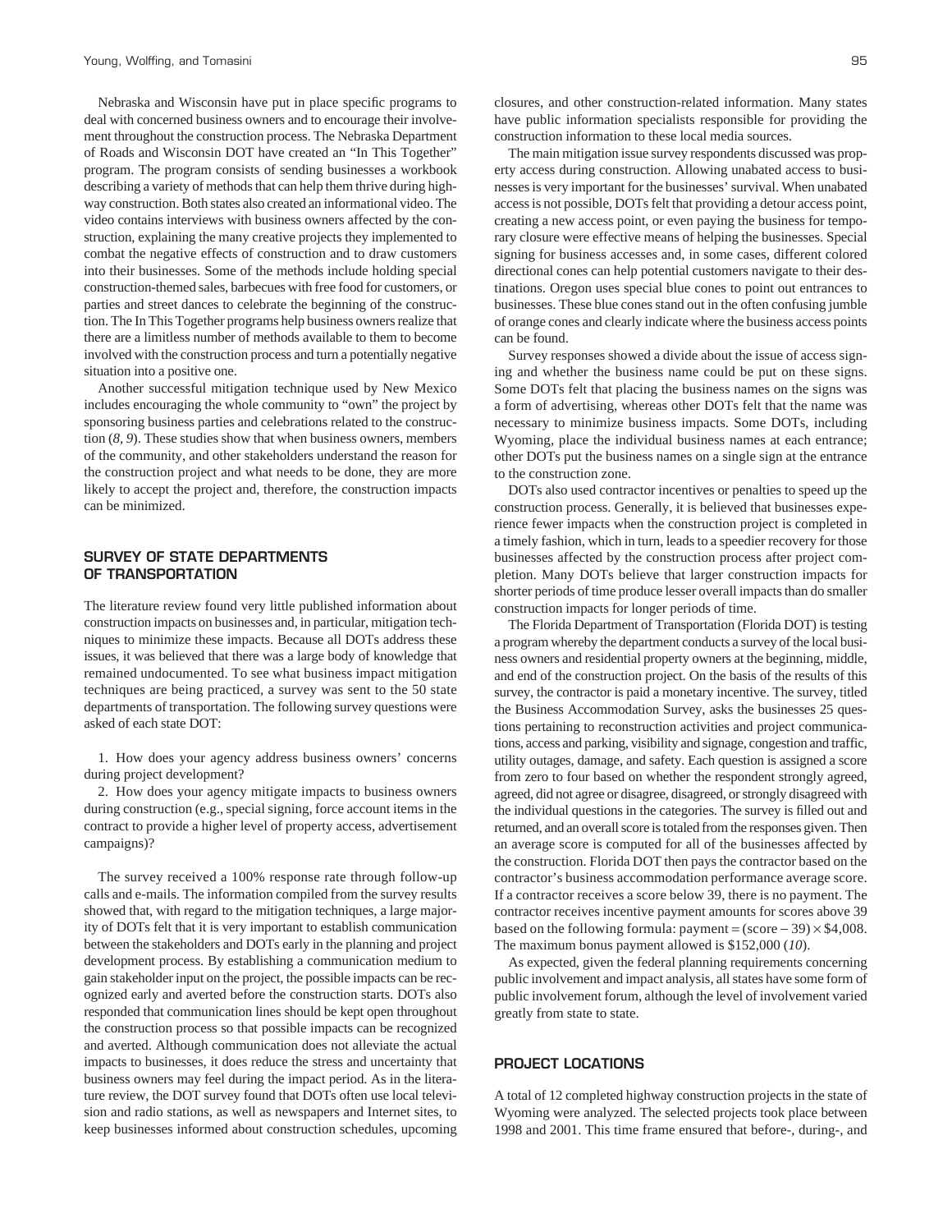Nebraska and Wisconsin have put in place specific programs to deal with concerned business owners and to encourage their involvement throughout the construction process. The Nebraska Department of Roads and Wisconsin DOT have created an "In This Together" program. The program consists of sending businesses a workbook describing a variety of methods that can help them thrive during highway construction. Both states also created an informational video. The video contains interviews with business owners affected by the construction, explaining the many creative projects they implemented to combat the negative effects of construction and to draw customers into their businesses. Some of the methods include holding special construction-themed sales, barbecues with free food for customers, or parties and street dances to celebrate the beginning of the construction. The In This Together programs help business owners realize that there are a limitless number of methods available to them to become involved with the construction process and turn a potentially negative situation into a positive one.

Another successful mitigation technique used by New Mexico includes encouraging the whole community to "own" the project by sponsoring business parties and celebrations related to the construction (*8, 9*). These studies show that when business owners, members of the community, and other stakeholders understand the reason for the construction project and what needs to be done, they are more likely to accept the project and, therefore, the construction impacts can be minimized.

## SURVEY OF STATE DEPARTMENTS OF TRANSPORTATION

The literature review found very little published information about construction impacts on businesses and, in particular, mitigation techniques to minimize these impacts. Because all DOTs address these issues, it was believed that there was a large body of knowledge that remained undocumented. To see what business impact mitigation techniques are being practiced, a survey was sent to the 50 state departments of transportation. The following survey questions were asked of each state DOT:

1. How does your agency address business owners' concerns during project development?
2. How does your agency mitigate impacts to business owners during construction (e.g., special signing, force account items in the contract to provide a higher level of property access, advertisement campaigns)?

The survey received a 100% response rate through follow-up calls and e-mails. The information compiled from the survey results showed that, with regard to the mitigation techniques, a large majority of DOTs felt that it is very important to establish communication between the stakeholders and DOTs early in the planning and project development process. By establishing a communication medium to gain stakeholder input on the project, the possible impacts can be recognized early and averted before the construction starts. DOTs also responded that communication lines should be kept open throughout the construction process so that possible impacts can be recognized and averted. Although communication does not alleviate the actual impacts to businesses, it does reduce the stress and uncertainty that business owners may feel during the impact period. As in the literature review, the DOT survey found that DOTs often use local television and radio stations, as well as newspapers and Internet sites, to keep businesses informed about construction schedules, upcoming closures, and other construction-related information. Many states have public information specialists responsible for providing the construction information to these local media sources.

The main mitigation issue survey respondents discussed was property access during construction. Allowing unabated access to businesses is very important for the businesses' survival. When unabated access is not possible, DOTs felt that providing a detour access point, creating a new access point, or even paying the business for temporary closure were effective means of helping the businesses. Special signing for business accesses and, in some cases, different colored directional cones can help potential customers navigate to their destinations. Oregon uses special blue cones to point out entrances to businesses. These blue cones stand out in the often confusing jumble of orange cones and clearly indicate where the business access points can be found.

Survey responses showed a divide about the issue of access signing and whether the business name could be put on these signs. Some DOTs felt that placing the business names on the signs was a form of advertising, whereas other DOTs felt that the name was necessary to minimize business impacts. Some DOTs, including Wyoming, place the individual business names at each entrance; other DOTs put the business names on a single sign at the entrance to the construction zone.

DOTs also used contractor incentives or penalties to speed up the construction process. Generally, it is believed that businesses experience fewer impacts when the construction project is completed in a timely fashion, which in turn, leads to a speedier recovery for those businesses affected by the construction process after project completion. Many DOTs believe that larger construction impacts for shorter periods of time produce lesser overall impacts than do smaller construction impacts for longer periods of time.

The Florida Department of Transportation (Florida DOT) is testing a program whereby the department conducts a survey of the local business owners and residential property owners at the beginning, middle, and end of the construction project. On the basis of the results of this survey, the contractor is paid a monetary incentive. The survey, titled the Business Accommodation Survey, asks the businesses 25 questions pertaining to reconstruction activities and project communications, access and parking, visibility and signage, congestion and traffic, utility outages, damage, and safety. Each question is assigned a score from zero to four based on whether the respondent strongly agreed, agreed, did not agree or disagree, disagreed, or strongly disagreed with the individual questions in the categories. The survey is filled out and returned, and an overall score is totaled from the responses given. Then an average score is computed for all of the businesses affected by the construction. Florida DOT then pays the contractor based on the contractor's business accommodation performance average score. If a contractor receives a score below 39, there is no payment. The contractor receives incentive payment amounts for scores above 39 based on the following formula: payment = (score − 39) × \$4,008. The maximum bonus payment allowed is \$152,000 (*10*).

As expected, given the federal planning requirements concerning public involvement and impact analysis, all states have some form of public involvement forum, although the level of involvement varied greatly from state to state.

## PROJECT LOCATIONS

A total of 12 completed highway construction projects in the state of Wyoming were analyzed. The selected projects took place between 1998 and 2001. This time frame ensured that before-, during-, and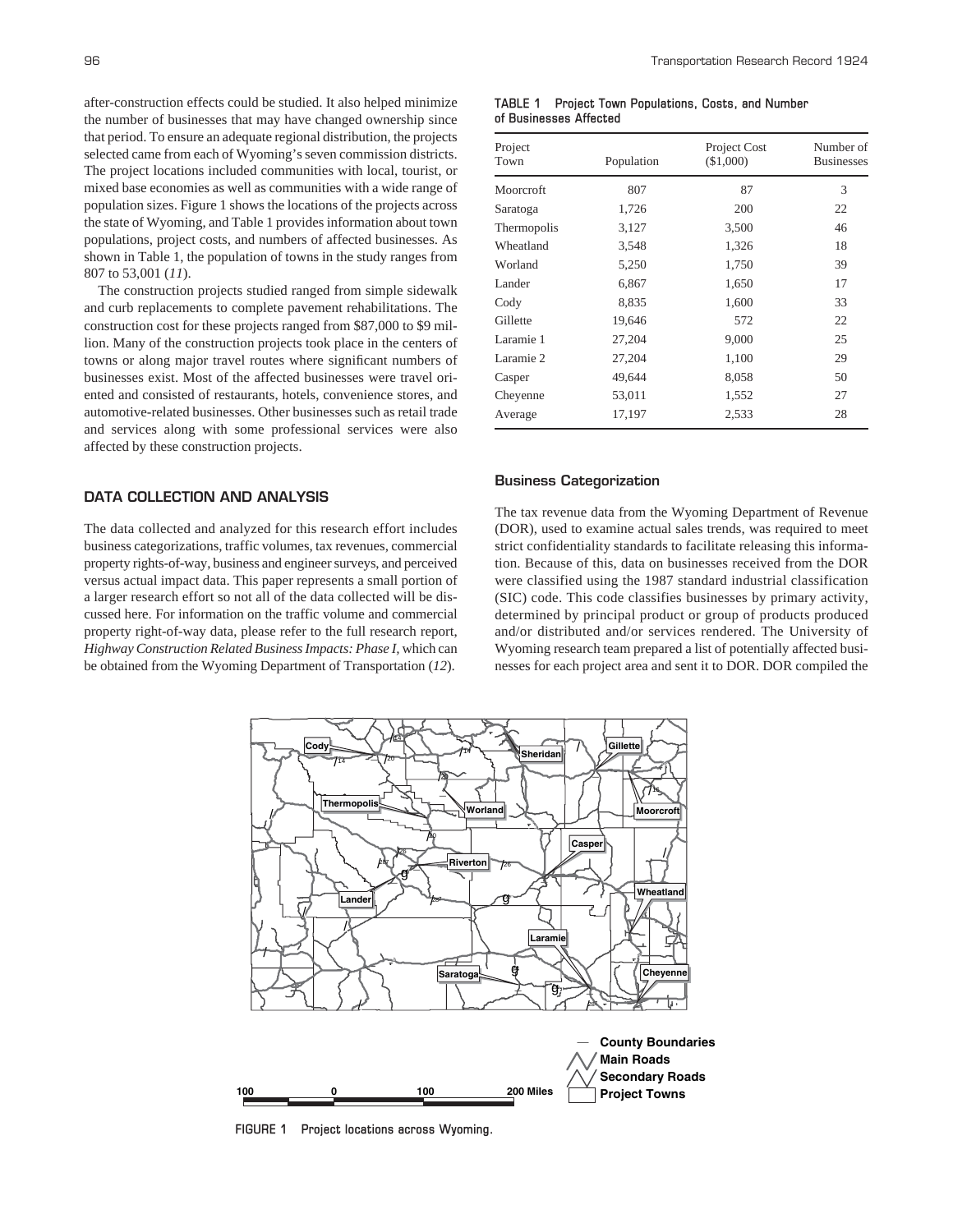after-construction effects could be studied. It also helped minimize the number of businesses that may have changed ownership since that period. To ensure an adequate regional distribution, the projects selected came from each of Wyoming's seven commission districts. The project locations included communities with local, tourist, or mixed base economies as well as communities with a wide range of population sizes. Figure 1 shows the locations of the projects across the state of Wyoming, and Table 1 provides information about town populations, project costs, and numbers of affected businesses. As shown in Table 1, the population of towns in the study ranges from 807 to 53,001 (*11*).

The construction projects studied ranged from simple sidewalk and curb replacements to complete pavement rehabilitations. The construction cost for these projects ranged from $87,000 to $9 million. Many of the construction projects took place in the centers of towns or along major travel routes where significant numbers of businesses exist. Most of the affected businesses were travel oriented and consisted of restaurants, hotels, convenience stores, and automotive-related businesses. Other businesses such as retail trade and services along with some professional services were also affected by these construction projects.

## DATA COLLECTION AND ANALYSIS

The data collected and analyzed for this research effort includes business categorizations, traffic volumes, tax revenues, commercial property rights-of-way, business and engineer surveys, and perceived versus actual impact data. This paper represents a small portion of a larger research effort so not all of the data collected will be discussed here. For information on the traffic volume and commercial property right-of-way data, please refer to the full research report, *Highway Construction Related Business Impacts: Phase I*, which can be obtained from the Wyoming Department of Transportation (*12*).

**TABLE 1 Project Town Populations, Costs, and Number of Businesses Affected**

| Project Town | Population | Project Cost ($1,000) | Number of Businesses |
|---|---|---|---|
| Moorcroft | 807 | 87 | 3 |
| Saratoga | 1,726 | 200 | 22 |
| Thermopolis | 3,127 | 3,500 | 46 |
| Wheatland | 3,548 | 1,326 | 18 |
| Worland | 5,250 | 1,750 | 39 |
| Lander | 6,867 | 1,650 | 17 |
| Cody | 8,835 | 1,600 | 33 |
| Gillette | 19,646 | 572 | 22 |
| Laramie 1 | 27,204 | 9,000 | 25 |
| Laramie 2 | 27,204 | 1,100 | 29 |
| Casper | 49,644 | 8,058 | 50 |
| Cheyenne | 53,011 | 1,552 | 27 |
| Average | 17,197 | 2,533 | 28 |

### Business Categorization

The tax revenue data from the Wyoming Department of Revenue (DOR), used to examine actual sales trends, was required to meet strict confidentiality standards to facilitate releasing this information. Because of this, data on businesses received from the DOR were classified using the 1987 standard industrial classification (SIC) code. This code classifies businesses by primary activity, determined by principal product or group of products produced and/or distributed and/or services rendered. The University of Wyoming research team prepared a list of potentially affected businesses for each project area and sent it to DOR. DOR compiled the

FIGURE 1 Project locations across Wyoming.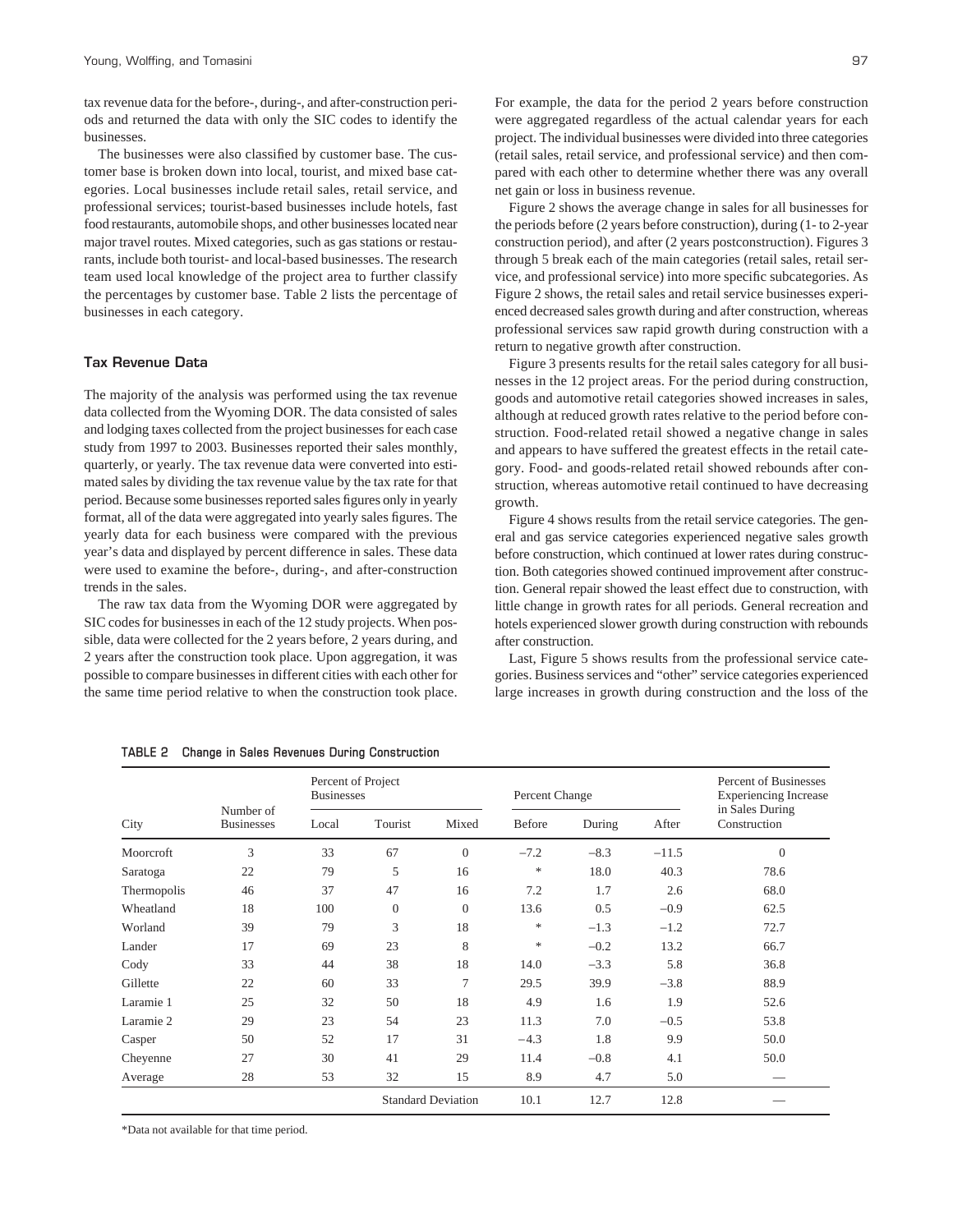tax revenue data for the before-, during-, and after-construction periods and returned the data with only the SIC codes to identify the businesses.

The businesses were also classified by customer base. The customer base is broken down into local, tourist, and mixed base categories. Local businesses include retail sales, retail service, and professional services; tourist-based businesses include hotels, fast food restaurants, automobile shops, and other businesses located near major travel routes. Mixed categories, such as gas stations or restaurants, include both tourist- and local-based businesses. The research team used local knowledge of the project area to further classify the percentages by customer base. Table 2 lists the percentage of businesses in each category.

### Tax Revenue Data

The majority of the analysis was performed using the tax revenue data collected from the Wyoming DOR. The data consisted of sales and lodging taxes collected from the project businesses for each case study from 1997 to 2003. Businesses reported their sales monthly, quarterly, or yearly. The tax revenue data were converted into estimated sales by dividing the tax revenue value by the tax rate for that period. Because some businesses reported sales figures only in yearly format, all of the data were aggregated into yearly sales figures. The yearly data for each business were compared with the previous year's data and displayed by percent difference in sales. These data were used to examine the before-, during-, and after-construction trends in the sales.

The raw tax data from the Wyoming DOR were aggregated by SIC codes for businesses in each of the 12 study projects. When possible, data were collected for the 2 years before, 2 years during, and 2 years after the construction took place. Upon aggregation, it was possible to compare businesses in different cities with each other for the same time period relative to when the construction took place. For example, the data for the period 2 years before construction were aggregated regardless of the actual calendar years for each project. The individual businesses were divided into three categories (retail sales, retail service, and professional service) and then compared with each other to determine whether there was any overall net gain or loss in business revenue.

Figure 2 shows the average change in sales for all businesses for the periods before (2 years before construction), during (1- to 2-year construction period), and after (2 years postconstruction). Figures 3 through 5 break each of the main categories (retail sales, retail service, and professional service) into more specific subcategories. As Figure 2 shows, the retail sales and retail service businesses experienced decreased sales growth during and after construction, whereas professional services saw rapid growth during construction with a return to negative growth after construction.

Figure 3 presents results for the retail sales category for all businesses in the 12 project areas. For the period during construction, goods and automotive retail categories showed increases in sales, although at reduced growth rates relative to the period before construction. Food-related retail showed a negative change in sales and appears to have suffered the greatest effects in the retail category. Food- and goods-related retail showed rebounds after construction, whereas automotive retail continued to have decreasing growth.

Figure 4 shows results from the retail service categories. The general and gas service categories experienced negative sales growth before construction, which continued at lower rates during construction. Both categories showed continued improvement after construction. General repair showed the least effect due to construction, with little change in growth rates for all periods. General recreation and hotels experienced slower growth during construction with rebounds after construction.

Last, Figure 5 shows results from the professional service categories. Business services and "other" service categories experienced large increases in growth during construction and the loss of the

**TABLE 2 Change in Sales Revenues During Construction**

| City | Number of Businesses | Percent of Project Businesses | | | Percent Change | | | Percent of Businesses Experiencing Increase in Sales During Construction |
|---|---|---|---|---|---|---|---|---|
| | | Local | Tourist | Mixed | Before | During | After | |
| Moorcroft | 3 | 33 | 67 | 0 | −7.2 | −8.3 | −11.5 | 0 |
| Saratoga | 22 | 79 | 5 | 16 | * | 18.0 | 40.3 | 78.6 |
| Thermopolis | 46 | 37 | 47 | 16 | 7.2 | 1.7 | 2.6 | 68.0 |
| Wheatland | 18 | 100 | 0 | 0 | 13.6 | 0.5 | −0.9 | 62.5 |
| Worland | 39 | 79 | 3 | 18 | * | −1.3 | −1.2 | 72.7 |
| Lander | 17 | 69 | 23 | 8 | * | −0.2 | 13.2 | 66.7 |
| Cody | 33 | 44 | 38 | 18 | 14.0 | −3.3 | 5.8 | 36.8 |
| Gillette | 22 | 60 | 33 | 7 | 29.5 | 39.9 | −3.8 | 88.9 |
| Laramie 1 | 25 | 32 | 50 | 18 | 4.9 | 1.6 | 1.9 | 52.6 |
| Laramie 2 | 29 | 23 | 54 | 23 | 11.3 | 7.0 | −0.5 | 53.8 |
| Casper | 50 | 52 | 17 | 31 | −4.3 | 1.8 | 9.9 | 50.0 |
| Cheyenne | 27 | 30 | 41 | 29 | 11.4 | −0.8 | 4.1 | 50.0 |
| Average | 28 | 53 | 32 | 15 | 8.9 | 4.7 | 5.0 | — |
| | | | Standard Deviation | | 10.1 | 12.7 | 12.8 | — |

*Data not available for that time period.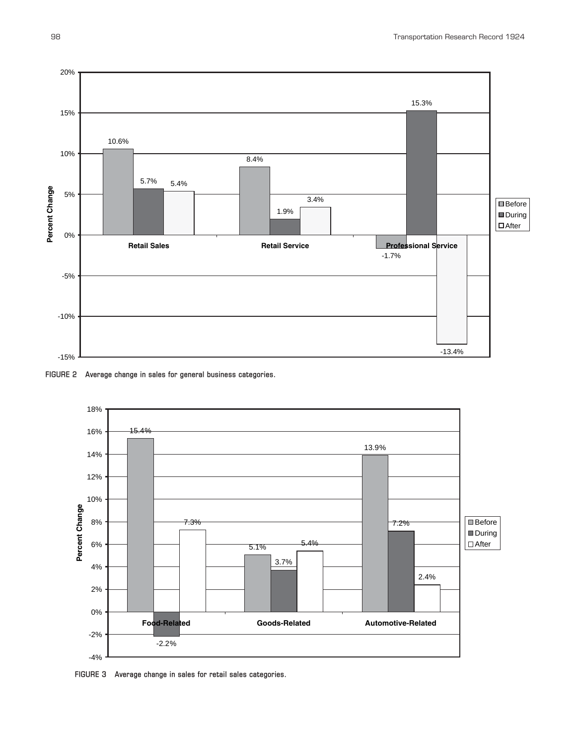| | Before | During | After |
|---|---|---|---|
| Retail Sales | 10.6% | 5.7% | 5.4% |
| Retail Service | 8.4% | 1.9% | 3.4% |
| Professional Service | -1.7% | 15.3% | -13.4% |

FIGURE 2 Average change in sales for general business categories.

| | Before | During | After |
|---|---|---|---|
| Food-Related | 15.4% | -2.2% | 7.3% |
| Goods-Related | 5.1% | 3.7% | 5.4% |
| Automotive-Related | 13.9% | 7.2% | 2.4% |

FIGURE 3 Average change in sales for retail sales categories.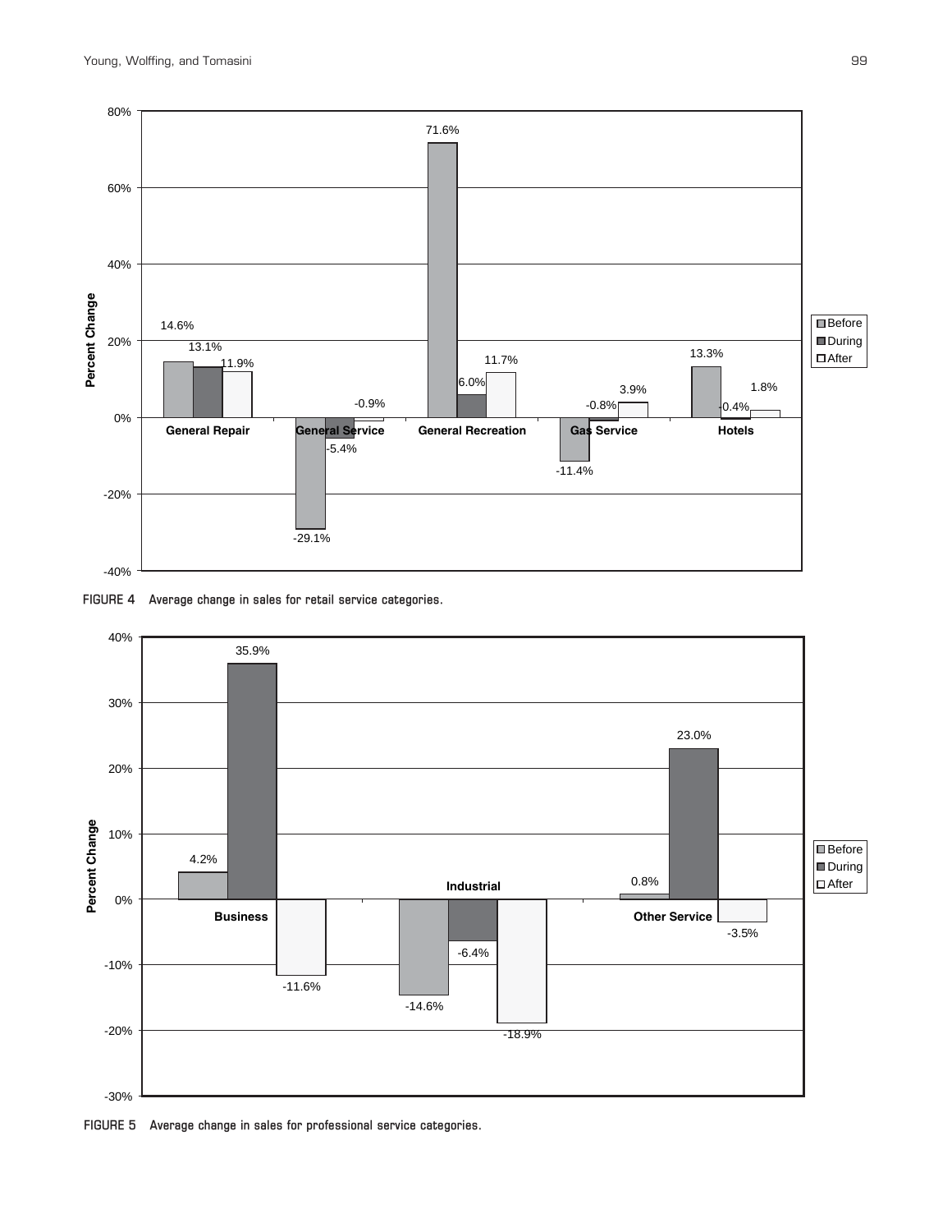FIGURE 4 Average change in sales for retail service categories.

FIGURE 5 Average change in sales for professional service categories.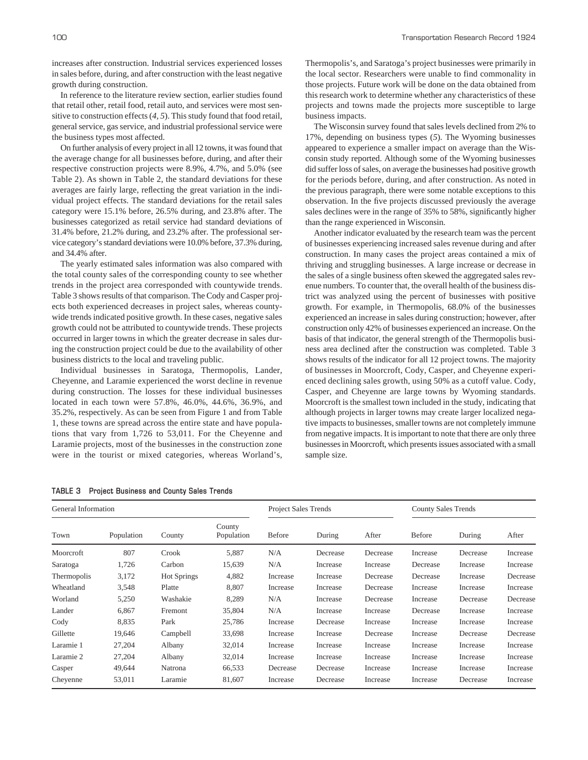increases after construction. Industrial services experienced losses in sales before, during, and after construction with the least negative growth during construction.

In reference to the literature review section, earlier studies found that retail other, retail food, retail auto, and services were most sensitive to construction effects (*4, 5*). This study found that food retail, general service, gas service, and industrial professional service were the business types most affected.

On further analysis of every project in all 12 towns, it was found that the average change for all businesses before, during, and after their respective construction projects were 8.9%, 4.7%, and 5.0% (see Table 2). As shown in Table 2, the standard deviations for these averages are fairly large, reflecting the great variation in the individual project effects. The standard deviations for the retail sales category were 15.1% before, 26.5% during, and 23.8% after. The businesses categorized as retail service had standard deviations of 31.4% before, 21.2% during, and 23.2% after. The professional service category's standard deviations were 10.0% before, 37.3% during, and 34.4% after.

The yearly estimated sales information was also compared with the total county sales of the corresponding county to see whether trends in the project area corresponded with countywide trends. Table 3 shows results of that comparison. The Cody and Casper projects both experienced decreases in project sales, whereas countywide trends indicated positive growth. In these cases, negative sales growth could not be attributed to countywide trends. These projects occurred in larger towns in which the greater decrease in sales during the construction project could be due to the availability of other business districts to the local and traveling public.

Individual businesses in Saratoga, Thermopolis, Lander, Cheyenne, and Laramie experienced the worst decline in revenue during construction. The losses for these individual businesses located in each town were 57.8%, 46.0%, 44.6%, 36.9%, and 35.2%, respectively. As can be seen from Figure 1 and from Table 1, these towns are spread across the entire state and have populations that vary from 1,726 to 53,011. For the Cheyenne and Laramie projects, most of the businesses in the construction zone were in the tourist or mixed categories, whereas Worland's, Thermopolis's, and Saratoga's project businesses were primarily in the local sector. Researchers were unable to find commonality in those projects. Future work will be done on the data obtained from this research work to determine whether any characteristics of these projects and towns made the projects more susceptible to large business impacts.

The Wisconsin survey found that sales levels declined from 2% to 17%, depending on business types (*5*). The Wyoming businesses appeared to experience a smaller impact on average than the Wisconsin study reported. Although some of the Wyoming businesses did suffer loss of sales, on average the businesses had positive growth for the periods before, during, and after construction. As noted in the previous paragraph, there were some notable exceptions to this observation. In the five projects discussed previously the average sales declines were in the range of 35% to 58%, significantly higher than the range experienced in Wisconsin.

Another indicator evaluated by the research team was the percent of businesses experiencing increased sales revenue during and after construction. In many cases the project areas contained a mix of thriving and struggling businesses. A large increase or decrease in the sales of a single business often skewed the aggregated sales revenue numbers. To counter that, the overall health of the business district was analyzed using the percent of businesses with positive growth. For example, in Thermopolis, 68.0% of the businesses experienced an increase in sales during construction; however, after construction only 42% of businesses experienced an increase. On the basis of that indicator, the general strength of the Thermopolis business area declined after the construction was completed. Table 3 shows results of the indicator for all 12 project towns. The majority of businesses in Moorcroft, Cody, Casper, and Cheyenne experienced declining sales growth, using 50% as a cutoff value. Cody, Casper, and Cheyenne are large towns by Wyoming standards. Moorcroft is the smallest town included in the study, indicating that although projects in larger towns may create larger localized negative impacts to businesses, smaller towns are not completely immune from negative impacts. It is important to note that there are only three businesses in Moorcroft, which presents issues associated with a small sample size.

**TABLE 3 Project Business and County Sales Trends**

| General Information | | | | Project Sales Trends | | | County Sales Trends | | |
|---|---|---|---|---|---|---|---|---|---|
| Town | Population | County | County Population | Before | During | After | Before | During | After |
| Moorcroft | 807 | Crook | 5,887 | N/A | Decrease | Decrease | Increase | Decrease | Increase |
| Saratoga | 1,726 | Carbon | 15,639 | N/A | Increase | Increase | Decrease | Increase | Increase |
| Thermopolis | 3,172 | Hot Springs | 4,882 | Increase | Increase | Decrease | Decrease | Increase | Decrease |
| Wheatland | 3,548 | Platte | 8,807 | Increase | Increase | Decrease | Increase | Increase | Increase |
| Worland | 5,250 | Washakie | 8,289 | N/A | Increase | Decrease | Increase | Decrease | Decrease |
| Lander | 6,867 | Fremont | 35,804 | N/A | Increase | Increase | Decrease | Increase | Increase |
| Cody | 8,835 | Park | 25,786 | Increase | Decrease | Increase | Increase | Increase | Increase |
| Gillette | 19,646 | Campbell | 33,698 | Increase | Increase | Decrease | Increase | Decrease | Decrease |
| Laramie 1 | 27,204 | Albany | 32,014 | Increase | Increase | Increase | Increase | Increase | Increase |
| Laramie 2 | 27,204 | Albany | 32,014 | Increase | Increase | Increase | Increase | Increase | Increase |
| Casper | 49,644 | Natrona | 66,533 | Decrease | Decrease | Increase | Increase | Increase | Increase |
| Cheyenne | 53,011 | Laramie | 81,607 | Increase | Decrease | Increase | Increase | Decrease | Increase |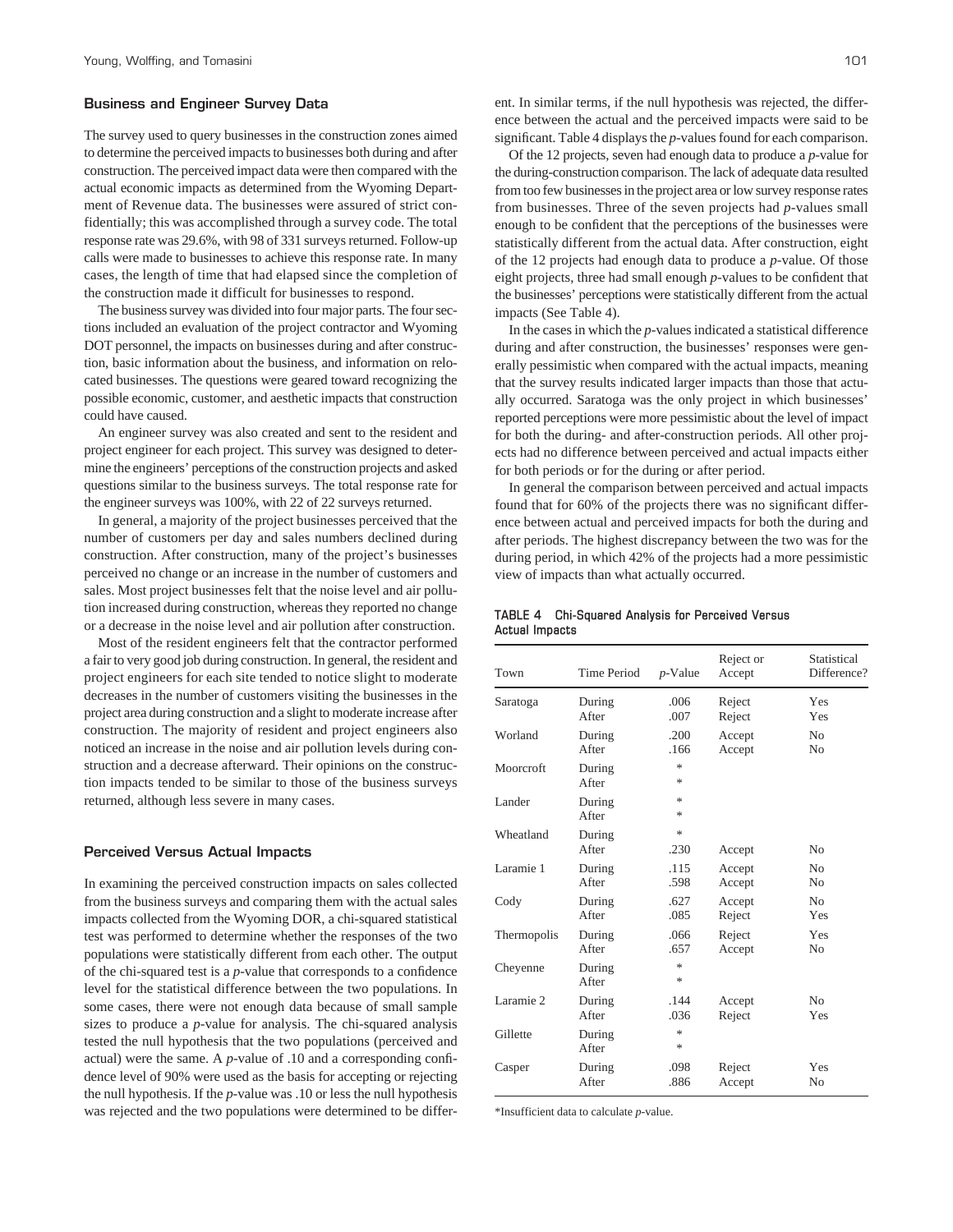### Business and Engineer Survey Data

The survey used to query businesses in the construction zones aimed to determine the perceived impacts to businesses both during and after construction. The perceived impact data were then compared with the actual economic impacts as determined from the Wyoming Department of Revenue data. The businesses were assured of strict confidentially; this was accomplished through a survey code. The total response rate was 29.6%, with 98 of 331 surveys returned. Follow-up calls were made to businesses to achieve this response rate. In many cases, the length of time that had elapsed since the completion of the construction made it difficult for businesses to respond.

The business survey was divided into four major parts. The four sections included an evaluation of the project contractor and Wyoming DOT personnel, the impacts on businesses during and after construction, basic information about the business, and information on relocated businesses. The questions were geared toward recognizing the possible economic, customer, and aesthetic impacts that construction could have caused.

An engineer survey was also created and sent to the resident and project engineer for each project. This survey was designed to determine the engineers' perceptions of the construction projects and asked questions similar to the business surveys. The total response rate for the engineer surveys was 100%, with 22 of 22 surveys returned.

In general, a majority of the project businesses perceived that the number of customers per day and sales numbers declined during construction. After construction, many of the project's businesses perceived no change or an increase in the number of customers and sales. Most project businesses felt that the noise level and air pollution increased during construction, whereas they reported no change or a decrease in the noise level and air pollution after construction.

Most of the resident engineers felt that the contractor performed a fair to very good job during construction. In general, the resident and project engineers for each site tended to notice slight to moderate decreases in the number of customers visiting the businesses in the project area during construction and a slight to moderate increase after construction. The majority of resident and project engineers also noticed an increase in the noise and air pollution levels during construction and a decrease afterward. Their opinions on the construction impacts tended to be similar to those of the business surveys returned, although less severe in many cases.

### Perceived Versus Actual Impacts

In examining the perceived construction impacts on sales collected from the business surveys and comparing them with the actual sales impacts collected from the Wyoming DOR, a chi-squared statistical test was performed to determine whether the responses of the two populations were statistically different from each other. The output of the chi-squared test is a *p*-value that corresponds to a confidence level for the statistical difference between the two populations. In some cases, there were not enough data because of small sample sizes to produce a *p*-value for analysis. The chi-squared analysis tested the null hypothesis that the two populations (perceived and actual) were the same. A *p*-value of .10 and a corresponding confidence level of 90% were used as the basis for accepting or rejecting the null hypothesis. If the *p*-value was .10 or less the null hypothesis was rejected and the two populations were determined to be different. In similar terms, if the null hypothesis was rejected, the difference between the actual and the perceived impacts were said to be significant. Table 4 displays the *p*-values found for each comparison.

Of the 12 projects, seven had enough data to produce a *p*-value for the during-construction comparison. The lack of adequate data resulted from too few businesses in the project area or low survey response rates from businesses. Three of the seven projects had *p*-values small enough to be confident that the perceptions of the businesses were statistically different from the actual data. After construction, eight of the 12 projects had enough data to produce a *p*-value. Of those eight projects, three had small enough *p*-values to be confident that the businesses' perceptions were statistically different from the actual impacts (See Table 4).

In the cases in which the *p*-values indicated a statistical difference during and after construction, the businesses' responses were generally pessimistic when compared with the actual impacts, meaning that the survey results indicated larger impacts than those that actually occurred. Saratoga was the only project in which businesses' reported perceptions were more pessimistic about the level of impact for both the during- and after-construction periods. All other projects had no difference between perceived and actual impacts either for both periods or for the during or after period.

In general the comparison between perceived and actual impacts found that for 60% of the projects there was no significant difference between actual and perceived impacts for both the during and after periods. The highest discrepancy between the two was for the during period, in which 42% of the projects had a more pessimistic view of impacts than what actually occurred.

**TABLE 4 Chi-Squared Analysis for Perceived Versus Actual Impacts**

| Town | Time Period | *p*-Value | Reject or Accept | Statistical Difference? |
|---|---|---|---|---|
| Saratoga | During | .006 | Reject | Yes |
| | After | .007 | Reject | Yes |
| Worland | During | .200 | Accept | No |
| | After | .166 | Accept | No |
| Moorcroft | During | * | | |
| | After | * | | |
| Lander | During | * | | |
| | After | * | | |
| Wheatland | During | * | | |
| | After | .230 | Accept | No |
| Laramie 1 | During | .115 | Accept | No |
| | After | .598 | Accept | No |
| Cody | During | .627 | Accept | No |
| | After | .085 | Reject | Yes |
| Thermopolis | During | .066 | Reject | Yes |
| | After | .657 | Accept | No |
| Cheyenne | During | * | | |
| | After | * | | |
| Laramie 2 | During | .144 | Accept | No |
| | After | .036 | Reject | Yes |
| Gillette | During | * | | |
| | After | * | | |
| Casper | During | .098 | Reject | Yes |
| | After | .886 | Accept | No |

*Insufficient data to calculate *p*-value.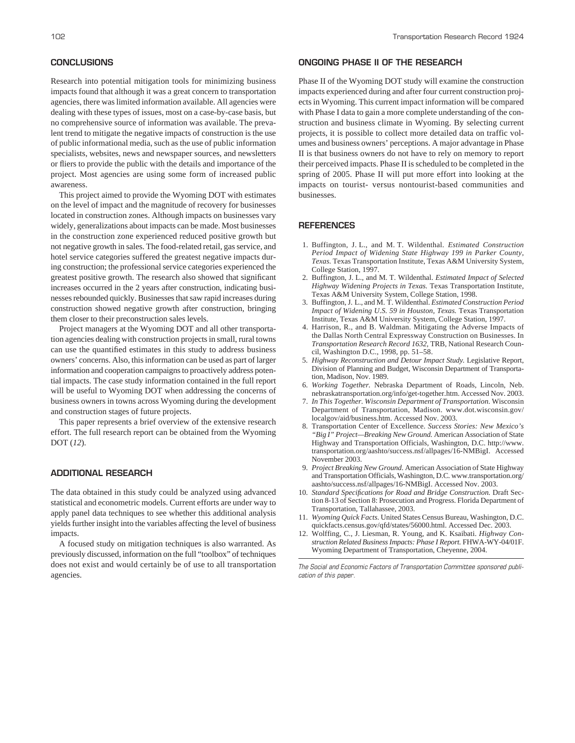## CONCLUSIONS

Research into potential mitigation tools for minimizing business impacts found that although it was a great concern to transportation agencies, there was limited information available. All agencies were dealing with these types of issues, most on a case-by-case basis, but no comprehensive source of information was available. The prevalent trend to mitigate the negative impacts of construction is the use of public informational media, such as the use of public information specialists, websites, news and newspaper sources, and newsletters or fliers to provide the public with the details and importance of the project. Most agencies are using some form of increased public awareness.

This project aimed to provide the Wyoming DOT with estimates on the level of impact and the magnitude of recovery for businesses located in construction zones. Although impacts on businesses vary widely, generalizations about impacts can be made. Most businesses in the construction zone experienced reduced positive growth but not negative growth in sales. The food-related retail, gas service, and hotel service categories suffered the greatest negative impacts during construction; the professional service categories experienced the greatest positive growth. The research also showed that significant increases occurred in the 2 years after construction, indicating businesses rebounded quickly. Businesses that saw rapid increases during construction showed negative growth after construction, bringing them closer to their preconstruction sales levels.

Project managers at the Wyoming DOT and all other transportation agencies dealing with construction projects in small, rural towns can use the quantified estimates in this study to address business owners' concerns. Also, this information can be used as part of larger information and cooperation campaigns to proactively address potential impacts. The case study information contained in the full report will be useful to Wyoming DOT when addressing the concerns of business owners in towns across Wyoming during the development and construction stages of future projects.

This paper represents a brief overview of the extensive research effort. The full research report can be obtained from the Wyoming DOT (*12*).

## ADDITIONAL RESEARCH

The data obtained in this study could be analyzed using advanced statistical and econometric models. Current efforts are under way to apply panel data techniques to see whether this additional analysis yields further insight into the variables affecting the level of business impacts.

A focused study on mitigation techniques is also warranted. As previously discussed, information on the full "toolbox" of techniques does not exist and would certainly be of use to all transportation agencies.

## ONGOING PHASE II OF THE RESEARCH

Phase II of the Wyoming DOT study will examine the construction impacts experienced during and after four current construction projects in Wyoming. This current impact information will be compared with Phase I data to gain a more complete understanding of the construction and business climate in Wyoming. By selecting current projects, it is possible to collect more detailed data on traffic volumes and business owners' perceptions. A major advantage in Phase II is that business owners do not have to rely on memory to report their perceived impacts. Phase II is scheduled to be completed in the spring of 2005. Phase II will put more effort into looking at the impacts on tourist- versus nontourist-based communities and businesses.

## REFERENCES

1. Buffington, J. L., and M. T. Wildenthal. *Estimated Construction Period Impact of Widening State Highway 199 in Parker County, Texas.* Texas Transportation Institute, Texas A&M University System, College Station, 1997.
2. Buffington, J. L., and M. T. Wildenthal. *Estimated Impact of Selected Highway Widening Projects in Texas.* Texas Transportation Institute, Texas A&M University System, College Station, 1998.
3. Buffington, J. L., and M. T. Wildenthal. *Estimated Construction Period Impact of Widening U.S. 59 in Houston, Texas.* Texas Transportation Institute, Texas A&M University System, College Station, 1997.
4. Harrison, R., and B. Waldman. Mitigating the Adverse Impacts of the Dallas North Central Expressway Construction on Businesses. In *Transportation Research Record 1632,* TRB, National Research Council, Washington D.C., 1998, pp. 51–58.
5. *Highway Reconstruction and Detour Impact Study.* Legislative Report, Division of Planning and Budget, Wisconsin Department of Transportation, Madison, Nov. 1989.
6. *Working Together.* Nebraska Department of Roads, Lincoln, Neb. nebraskatransportation.org/info/get-together.htm. Accessed Nov. 2003.
7. *In This Together. Wisconsin Department of Transportation.* Wisconsin Department of Transportation, Madison. www.dot.wisconsin.gov/localgov/aid/business.htm. Accessed Nov. 2003.
8. Transportation Center of Excellence. *Success Stories: New Mexico's "Big I" Project—Breaking New Ground.* American Association of State Highway and Transportation Officials, Washington, D.C. http://www.transportation.org/aashto/success.nsf/allpages/16-NMBigI. Accessed November 2003.
9. *Project Breaking New Ground.* American Association of State Highway and Transportation Officials, Washington, D.C. www.transportation.org/aashto/success.nsf/allpages/16-NMBigI. Accessed Nov. 2003.
10. *Standard Specifications for Road and Bridge Construction.* Draft Section 8-13 of Section 8: Prosecution and Progress. Florida Department of Transportation, Tallahassee, 2003.
11. *Wyoming Quick Facts.* United States Census Bureau, Washington, D.C. quickfacts.census.gov/qfd/states/56000.html. Accessed Dec. 2003.
12. Wolffing, C., J. Liesman, R. Young, and K. Ksaibati. *Highway Construction Related Business Impacts: Phase I Report.* FHWA-WY-04/01F. Wyoming Department of Transportation, Cheyenne, 2004.

*The Social and Economic Factors of Transportation Committee sponsored publication of this paper.*